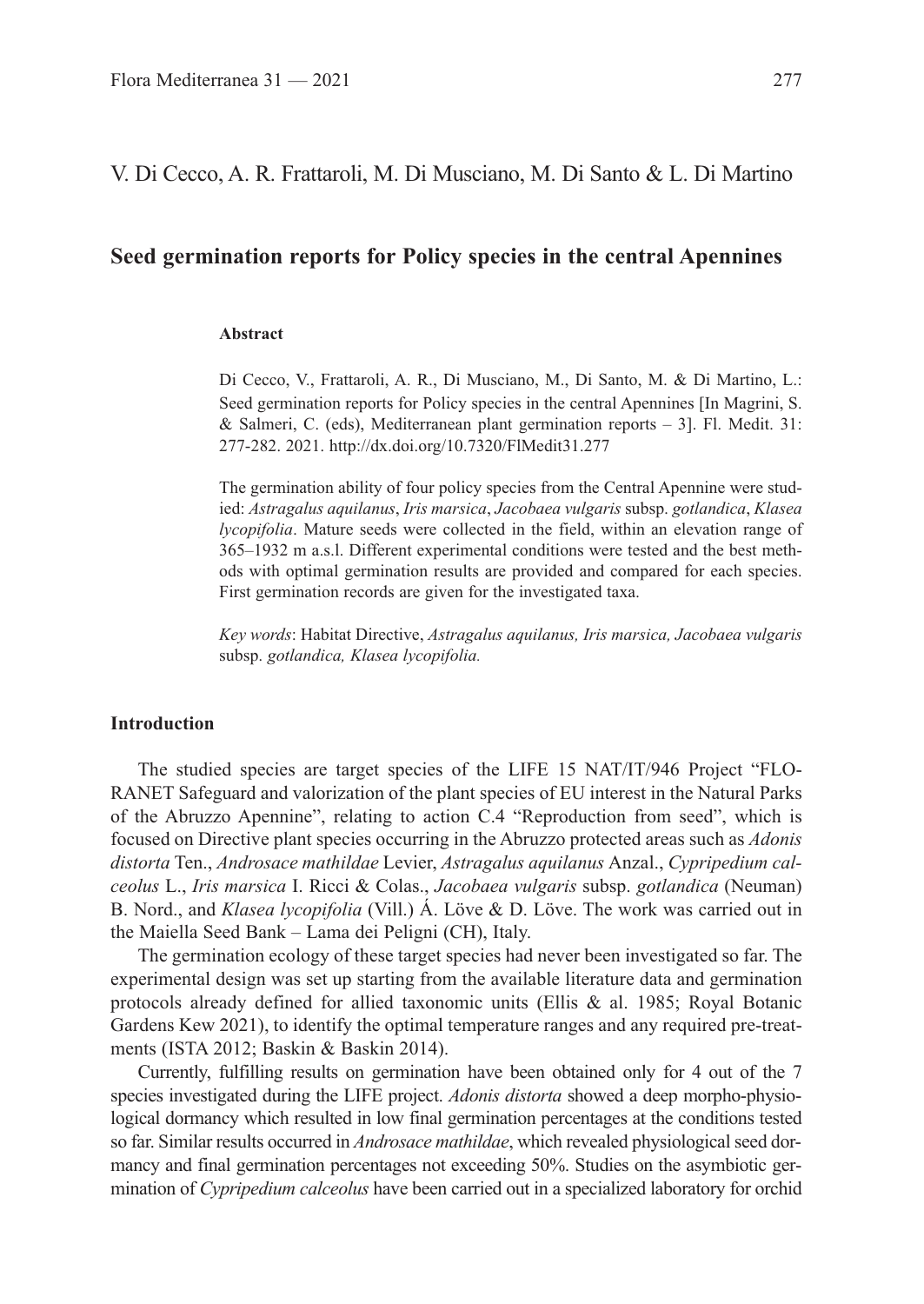V. Di Cecco, A. R. Frattaroli, M. Di Musciano, M. Di Santo & L. Di Martino

# Seed germination reports for Policy species in the central Apennines

### Abstract

Di Cecco, V., Frattaroli, A. R., Di Musciano, M., Di Santo, M. & Di Martino, L.: Seed germination reports for Policy species in the central Apennines [In Magrini, S. & Salmeri, C. (eds), Mediterranean plant germination reports – 3]. Fl. Medit. 31: 277-282. 2021. http://dx.doi.org/10.7320/FlMedit31.277

The germination ability of four policy species from the Central Apennine were studied: *Astragalus aquilanus*, *Iris marsica*, *Jacobaea vulgaris* subsp. *gotlandica*, *Klasea lycopifolia*. Mature seeds were collected in the field, within an elevation range of 365–1932 m a.s.l. Different experimental conditions were tested and the best methods with optimal germination results are provided and compared for each species. First germination records are given for the investigated taxa.

*Key words*: Habitat Directive, *Astragalus aquilanus, Iris marsica, Jacobaea vulgaris* subsp. *gotlandica, Klasea lycopifolia.*

## Introduction

The studied species are target species of the LIFE 15 NAT/IT/946 Project "FLORANET Safeguard and valorization of the plant species of EU interest in the Natural Parks of the Abruzzo Apennine", relating to action C.4 "Reproduction from seed", which is focused on Directive plant species occurring in the Abruzzo protected areas such as *Adonis distorta* Ten., *Androsace mathildae* Levier, *Astragalus aquilanus* Anzal., *Cypripedium calceolus* L., *Iris marsica* I. Ricci & Colas., *Jacobaea vulgaris* subsp. *gotlandica* (Neuman) B. Nord., and *Klasea lycopifolia* (Vill.) Á. Löve & D. Löve. The work was carried out in the Maiella Seed Bank – Lama dei Peligni (CH), Italy.

The germination ecology of these target species had never been investigated so far. The experimental design was set up starting from the available literature data and germination protocols already defined for allied taxonomic units (Ellis & al. 1985; Royal Botanic Gardens Kew 2021), to identify the optimal temperature ranges and any required pre-treatments (ISTA 2012; Baskin & Baskin 2014).

Currently, fulfilling results on germination have been obtained only for 4 out of the 7 species investigated during the LIFE project. *Adonis distorta* showed a deep morpho-physiological dormancy which resulted in low final germination percentages at the conditions tested so far. Similar results occurred in *Androsace mathildae*, which revealed physiological seed dormancy and final germination percentages not exceeding 50%. Studies on the asymbiotic germination of *Cypripedium calceolus* have been carried out in a specialized laboratory for orchid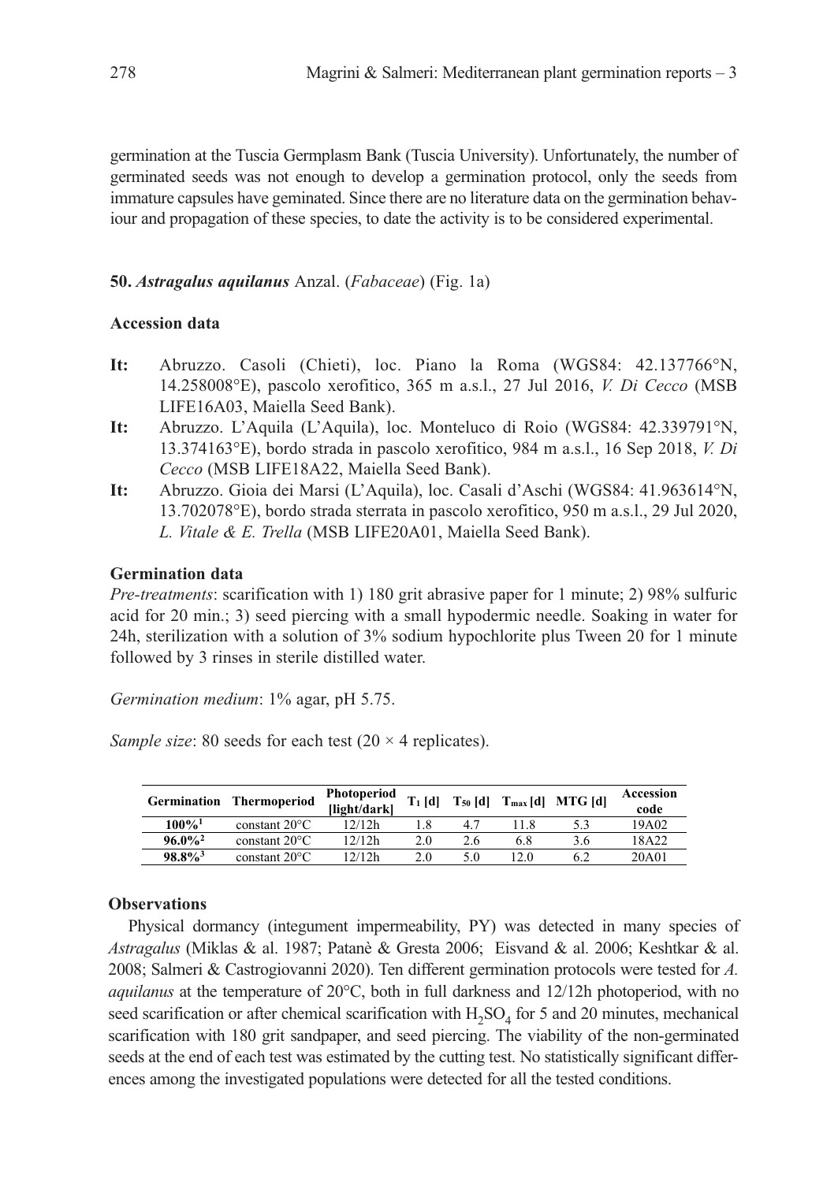germination at the Tuscia Germplasm Bank (Tuscia University). Unfortunately, the number of germinated seeds was not enough to develop a germination protocol, only the seeds from immature capsules have geminated. Since there are no literature data on the germination behaviour and propagation of these species, to date the activity is to be considered experimental.

**50.** ***Astragalus aquilanus*** **Anzal. (*Fabaceae*) (Fig. 1a)**

### Accession data

**It:** Abruzzo. Casoli (Chieti), loc. Piano la Roma (WGS84: 42.137766°N, 14.258008°E), pascolo xerofitico, 365 m a.s.l., 27 Jul 2016, *V. Di Cecco* (MSB LIFE16A03, Maiella Seed Bank).

**It:** Abruzzo. L'Aquila (L'Aquila), loc. Monteluco di Roio (WGS84: 42.339791°N, 13.374163°E), bordo strada in pascolo xerofitico, 984 m a.s.l., 16 Sep 2018, *V. Di Cecco* (MSB LIFE18A22, Maiella Seed Bank).

**It:** Abruzzo. Gioia dei Marsi (L'Aquila), loc. Casali d'Aschi (WGS84: 41.963614°N, 13.702078°E), bordo strada sterrata in pascolo xerofitico, 950 m a.s.l., 29 Jul 2020, *L. Vitale & E. Trella* (MSB LIFE20A01, Maiella Seed Bank).

### Germination data

*Pre-treatments*: scarification with 1) 180 grit abrasive paper for 1 minute; 2) 98% sulfuric acid for 20 min.; 3) seed piercing with a small hypodermic needle. Soaking in water for 24h, sterilization with a solution of 3% sodium hypochlorite plus Tween 20 for 1 minute followed by 3 rinses in sterile distilled water.

*Germination medium*: 1% agar, pH 5.75.

*Sample size*: 80 seeds for each test (20 × 4 replicates).

| Germination | Thermoperiod | Photoperiod [light/dark] | $T_1$ [d] | $T_{50}$ [d] | $T_{max}$ [d] | MTG [d] | Accession code |
|---|---|---|---|---|---|---|---|
| **100%[1]** | constant 20°C | 12/12h | 1.8 | 4.7 | 11.8 | 5.3 | 19A02 |
| **96.0%[2]** | constant 20°C | 12/12h | 2.0 | 2.6 | 6.8 | 3.6 | 18A22 |
| **98.8%[3]** | constant 20°C | 12/12h | 2.0 | 5.0 | 12.0 | 6.2 | 20A01 |

### Observations

Physical dormancy (integument impermeability, PY) was detected in many species of *Astragalus* (Miklas & al. 1987; Patanè & Gresta 2006; Eisvand & al. 2006; Keshtkar & al. 2008; Salmeri & Castrogiovanni 2020). Ten different germination protocols were tested for *A. aquilanus* at the temperature of 20°C, both in full darkness and 12/12h photoperiod, with no seed scarification or after chemical scarification with $H_2SO_4$ for 5 and 20 minutes, mechanical scarification with 180 grit sandpaper, and seed piercing. The viability of the non-germinated seeds at the end of each test was estimated by the cutting test. No statistically significant differences among the investigated populations were detected for all the tested conditions.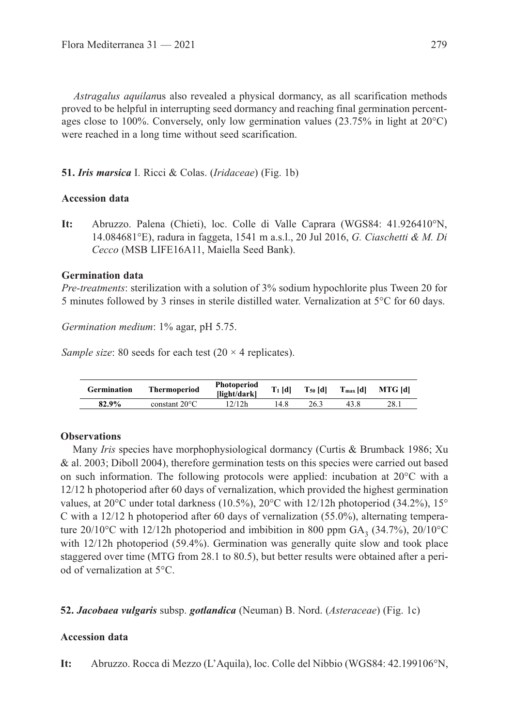*Astragalus aquilan*us also revealed a physical dormancy, as all scarification methods proved to be helpful in interrupting seed dormancy and reaching final germination percentages close to 100%. Conversely, only low germination values (23.75% in light at 20°C) were reached in a long time without seed scarification.

**51.** ***Iris marsica*** I. Ricci & Colas. (*Iridaceae*) (Fig. 1b)

**Accession data**

**It:** Abruzzo. Palena (Chieti), loc. Colle di Valle Caprara (WGS84: 41.926410°N, 14.084681°E), radura in faggeta, 1541 m a.s.l., 20 Jul 2016, *G. Ciaschetti & M. Di Cecco* (MSB LIFE16A11, Maiella Seed Bank).

**Germination data**

*Pre-treatments*: sterilization with a solution of 3% sodium hypochlorite plus Tween 20 for 5 minutes followed by 3 rinses in sterile distilled water. Vernalization at 5°C for 60 days.

*Germination medium*: 1% agar, pH 5.75.

*Sample size*: 80 seeds for each test (20 × 4 replicates).

| Germination | Thermoperiod | Photoperiod [light/dark] | $T_1$ [d] | $T_{50}$ [d] | $T_{max}$ [d] | MTG [d] |
|---|---|---|---|---|---|---|
| **82.9%** | constant 20°C | 12/12h | 14.8 | 26.3 | 43.8 | 28.1 |

**Observations**

Many *Iris* species have morphophysiological dormancy (Curtis & Brumback 1986; Xu & al. 2003; Diboll 2004), therefore germination tests on this species were carried out based on such information. The following protocols were applied: incubation at 20°C with a 12/12 h photoperiod after 60 days of vernalization, which provided the highest germination values, at 20°C under total darkness (10.5%), 20°C with 12/12h photoperiod (34.2%), 15° C with a 12/12 h photoperiod after 60 days of vernalization (55.0%), alternating temperature 20/10°C with 12/12h photoperiod and imbibition in 800 ppm $GA_3$ (34.7%), 20/10°C with 12/12h photoperiod (59.4%). Germination was generally quite slow and took place staggered over time (MTG from 28.1 to 80.5), but better results were obtained after a period of vernalization at 5°C.

**52.** ***Jacobaea vulgaris*** **subsp.** ***gotlandica*** (Neuman) B. Nord. (*Asteraceae*) (Fig. 1c)

**Accession data**

**It:** Abruzzo. Rocca di Mezzo (L'Aquila), loc. Colle del Nibbio (WGS84: 42.199106°N,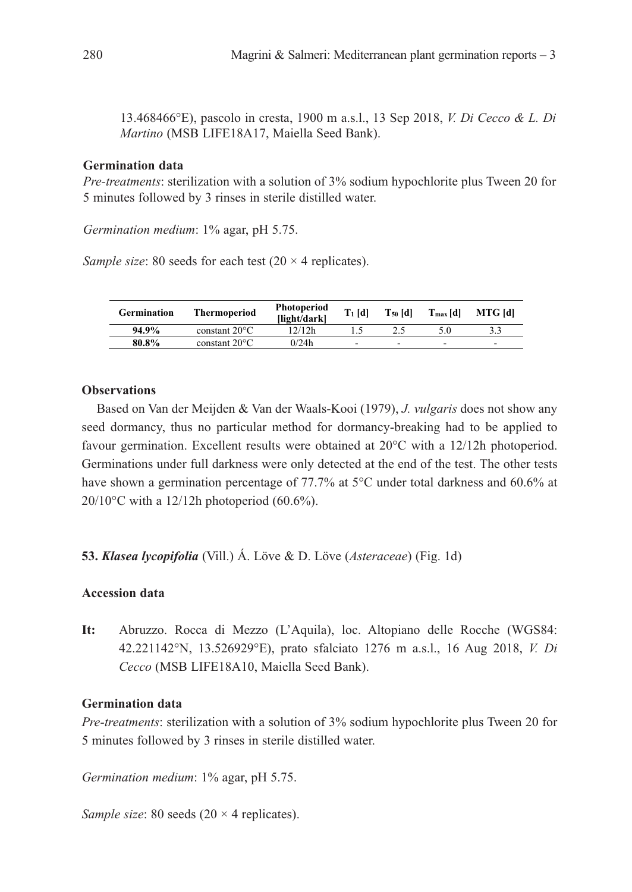13.468466°E), pascolo in cresta, 1900 m a.s.l., 13 Sep 2018, *V. Di Cecco & L. Di Martino* (MSB LIFE18A17, Maiella Seed Bank).

### Germination data

*Pre-treatments*: sterilization with a solution of 3% sodium hypochlorite plus Tween 20 for 5 minutes followed by 3 rinses in sterile distilled water.

*Germination medium*: 1% agar, pH 5.75.

*Sample size*: 80 seeds for each test (20 × 4 replicates).

| Germination | Thermoperiod | Photoperiod [light/dark] | $T_1$ [d] | $T_{50}$ [d] | $T_{max}$ [d] | MTG [d] |
|---|---|---|---|---|---|---|
| **94.9%** | constant 20°C | 12/12h | 1.5 | 2.5 | 5.0 | 3.3 |
| **80.8%** | constant 20°C | 0/24h | - | - | - | - |

### Observations

Based on Van der Meijden & Van der Waals-Kooi (1979), *J. vulgaris* does not show any seed dormancy, thus no particular method for dormancy-breaking had to be applied to favour germination. Excellent results were obtained at 20°C with a 12/12h photoperiod. Germinations under full darkness were only detected at the end of the test. The other tests have shown a germination percentage of 77.7% at 5°C under total darkness and 60.6% at 20/10°C with a 12/12h photoperiod (60.6%).

## 53. ***Klasea lycopifolia*** (Vill.) Á. Löve & D. Löve (*Asteraceae*) (Fig. 1d)

### Accession data

**It:** Abruzzo. Rocca di Mezzo (L'Aquila), loc. Altopiano delle Rocche (WGS84: 42.221142°N, 13.526929°E), prato sfalciato 1276 m a.s.l., 16 Aug 2018, *V. Di Cecco* (MSB LIFE18A10, Maiella Seed Bank).

### Germination data

*Pre-treatments*: sterilization with a solution of 3% sodium hypochlorite plus Tween 20 for 5 minutes followed by 3 rinses in sterile distilled water.

*Germination medium*: 1% agar, pH 5.75.

*Sample size*: 80 seeds (20 × 4 replicates).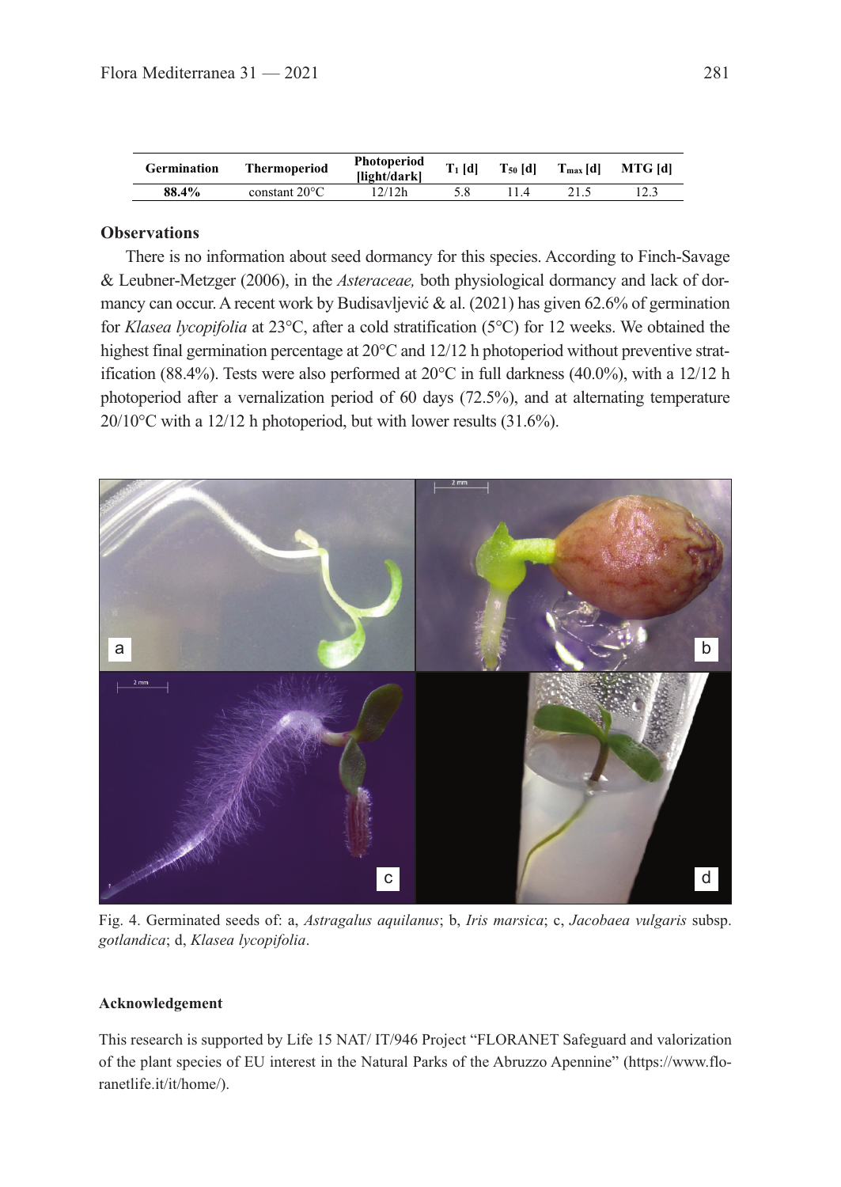| Germination | Thermoperiod | Photoperiod [light/dark] | $T_1$ [d] | $T_{50}$ [d] | $T_{max}$ [d] | MTG [d] |
|---|---|---|---|---|---|---|
| **88.4%** | constant 20°C | 12/12h | 5.8 | 11.4 | 21.5 | 12.3 |

### Observations

There is no information about seed dormancy for this species. According to Finch-Savage & Leubner-Metzger (2006), in the *Asteraceae,* both physiological dormancy and lack of dormancy can occur. A recent work by Budisavljević & al. (2021) has given 62.6% of germination for *Klasea lycopifolia* at 23°C, after a cold stratification (5°C) for 12 weeks. We obtained the highest final germination percentage at 20°C and 12/12 h photoperiod without preventive stratification (88.4%). Tests were also performed at 20°C in full darkness (40.0%), with a 12/12 h photoperiod after a vernalization period of 60 days (72.5%), and at alternating temperature 20/10°C with a 12/12 h photoperiod, but with lower results (31.6%).

Fig. 4. Germinated seeds of: a, *Astragalus aquilanus*; b, *Iris marsica*; c, *Jacobaea vulgaris* subsp. *gotlandica*; d, *Klasea lycopifolia*.

### Acknowledgement

This research is supported by Life 15 NAT/ IT/946 Project "FLORANET Safeguard and valorization of the plant species of EU interest in the Natural Parks of the Abruzzo Apennine" (https://www.floranetlife.it/it/home/).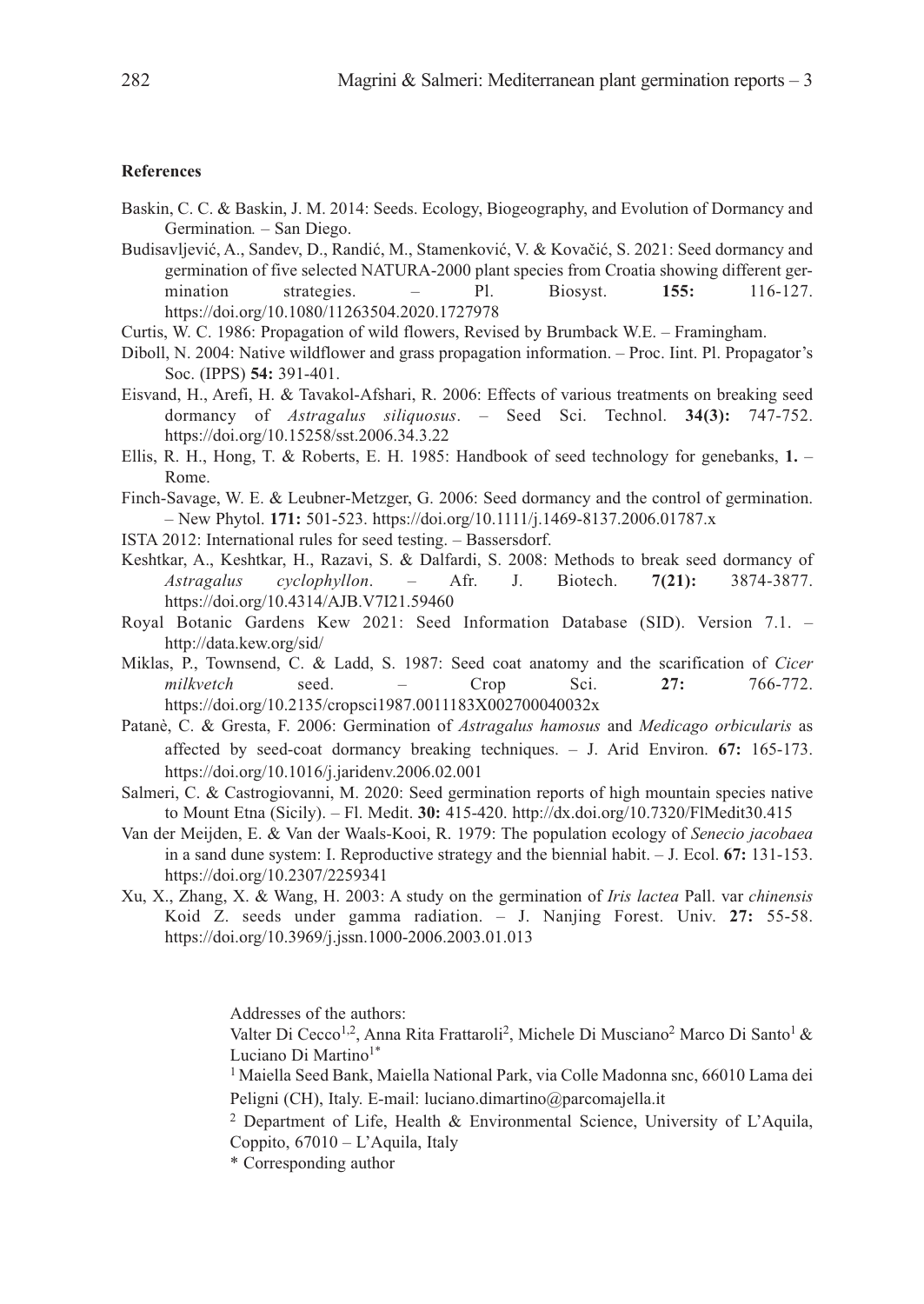## References

Baskin, C. C. & Baskin, J. M. 2014: Seeds. Ecology, Biogeography, and Evolution of Dormancy and Germination*.* – San Diego.

Budisavljević, A., Sandev, D., Randić, M., Stamenković, V. & Kovačić, S. 2021: Seed dormancy and germination of five selected NATURA-2000 plant species from Croatia showing different germination strategies. – Pl. Biosyst. **155:** 116-127. https://doi.org/10.1080/11263504.2020.1727978

Curtis, W. C. 1986: Propagation of wild flowers, Revised by Brumback W.E. – Framingham.

Diboll, N. 2004: Native wildflower and grass propagation information. – Proc. Iint. Pl. Propagator's Soc. (IPPS) **54:** 391-401.

Eisvand, H., Arefi, H. & Tavakol-Afshari, R. 2006: Effects of various treatments on breaking seed dormancy of *Astragalus siliquosus*. – Seed Sci. Technol. **34(3):** 747-752. https://doi.org/10.15258/sst.2006.34.3.22

Ellis, R. H., Hong, T. & Roberts, E. H. 1985: Handbook of seed technology for genebanks, **1.** – Rome.

Finch-Savage, W. E. & Leubner-Metzger, G. 2006: Seed dormancy and the control of germination. – New Phytol. **171:** 501-523. https://doi.org/10.1111/j.1469-8137.2006.01787.x

ISTA 2012: International rules for seed testing. – Bassersdorf.

Keshtkar, A., Keshtkar, H., Razavi, S. & Dalfardi, S. 2008: Methods to break seed dormancy of *Astragalus cyclophyllon*. – Afr. J. Biotech. **7(21):** 3874-3877. https://doi.org/10.4314/AJB.V7I21.59460

Royal Botanic Gardens Kew 2021: Seed Information Database (SID). Version 7.1. – http://data.kew.org/sid/

Miklas, P., Townsend, C. & Ladd, S. 1987: Seed coat anatomy and the scarification of *Cicer milkvetch* seed. – Crop Sci. **27:** 766-772. https://doi.org/10.2135/cropsci1987.0011183X002700040032x

Patanè, C. & Gresta, F. 2006: Germination of *Astragalus hamosus* and *Medicago orbicularis* as affected by seed-coat dormancy breaking techniques. – J. Arid Environ. **67:** 165-173. https://doi.org/10.1016/j.jaridenv.2006.02.001

Salmeri, C. & Castrogiovanni, M. 2020: Seed germination reports of high mountain species native to Mount Etna (Sicily). – Fl. Medit. **30:** 415-420. http://dx.doi.org/10.7320/FlMedit30.415

Van der Meijden, E. & Van der Waals-Kooi, R. 1979: The population ecology of *Senecio jacobaea* in a sand dune system: I. Reproductive strategy and the biennial habit. – J. Ecol. **67:** 131-153. https://doi.org/10.2307/2259341

Xu, X., Zhang, X. & Wang, H. 2003: A study on the germination of *Iris lactea* Pall. var *chinensis* Koid Z. seeds under gamma radiation. – J. Nanjing Forest. Univ. **27:** 55-58. https://doi.org/10.3969/j.jssn.1000-2006.2003.01.013

Addresses of the authors:

Valter Di Cecco[1,2], Anna Rita Frattaroli[2], Michele Di Musciano[2] Marco Di Santo[1] & Luciano Di Martino[1*]

[1] Maiella Seed Bank, Maiella National Park, via Colle Madonna snc, 66010 Lama dei Peligni (CH), Italy. E-mail: luciano.dimartino@parcomajella.it

[2] Department of Life, Health & Environmental Science, University of L'Aquila, Coppito, 67010 – L'Aquila, Italy

\* Corresponding author